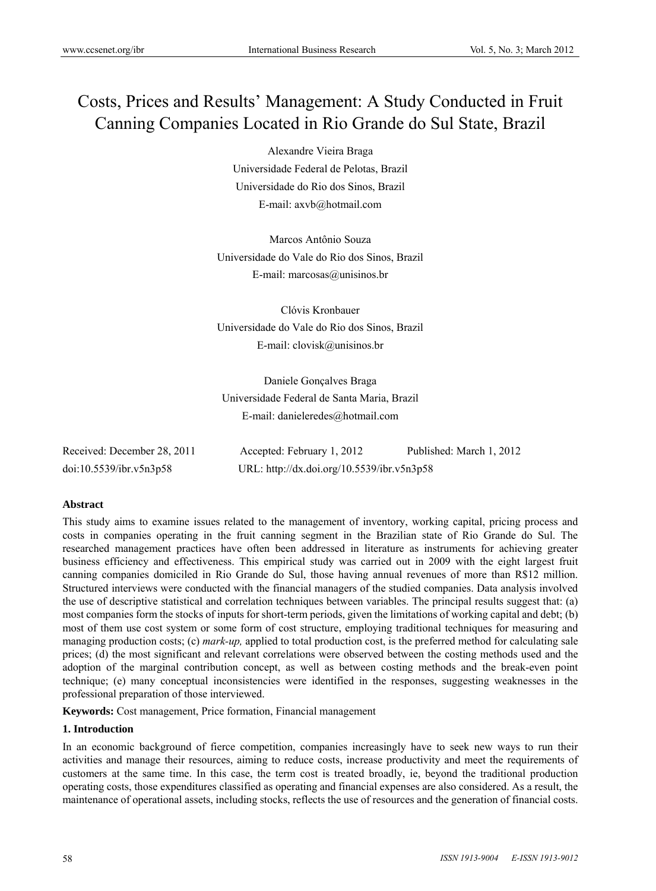# Costs, Prices and Results' Management: A Study Conducted in Fruit Canning Companies Located in Rio Grande do Sul State, Brazil

Alexandre Vieira Braga
Universidade Federal de Pelotas, Brazil
Universidade do Rio dos Sinos, Brazil
E-mail: axvb@hotmail.com

Marcos Antônio Souza
Universidade do Vale do Rio dos Sinos, Brazil
E-mail: marcosas@unisinos.br

Clóvis Kronbauer
Universidade do Vale do Rio dos Sinos, Brazil
E-mail: clovisk@unisinos.br

Daniele Gonçalves Braga
Universidade Federal de Santa Maria, Brazil
E-mail: danieleredes@hotmail.com

Received: December 28, 2011 Accepted: February 1, 2012 Published: March 1, 2012

doi:10.5539/ibr.v5n3p58 URL: http://dx.doi.org/10.5539/ibr.v5n3p58

## Abstract

This study aims to examine issues related to the management of inventory, working capital, pricing process and costs in companies operating in the fruit canning segment in the Brazilian state of Rio Grande do Sul. The researched management practices have often been addressed in literature as instruments for achieving greater business efficiency and effectiveness. This empirical study was carried out in 2009 with the eight largest fruit canning companies domiciled in Rio Grande do Sul, those having annual revenues of more than R$12 million. Structured interviews were conducted with the financial managers of the studied companies. Data analysis involved the use of descriptive statistical and correlation techniques between variables. The principal results suggest that: (a) most companies form the stocks of inputs for short-term periods, given the limitations of working capital and debt; (b) most of them use cost system or some form of cost structure, employing traditional techniques for measuring and managing production costs; (c) *mark-up,* applied to total production cost, is the preferred method for calculating sale prices; (d) the most significant and relevant correlations were observed between the costing methods used and the adoption of the marginal contribution concept, as well as between costing methods and the break-even point technique; (e) many conceptual inconsistencies were identified in the responses, suggesting weaknesses in the professional preparation of those interviewed.

**Keywords:** Cost management, Price formation, Financial management

## 1. Introduction

In an economic background of fierce competition, companies increasingly have to seek new ways to run their activities and manage their resources, aiming to reduce costs, increase productivity and meet the requirements of customers at the same time. In this case, the term cost is treated broadly, ie, beyond the traditional production operating costs, those expenditures classified as operating and financial expenses are also considered. As a result, the maintenance of operational assets, including stocks, reflects the use of resources and the generation of financial costs.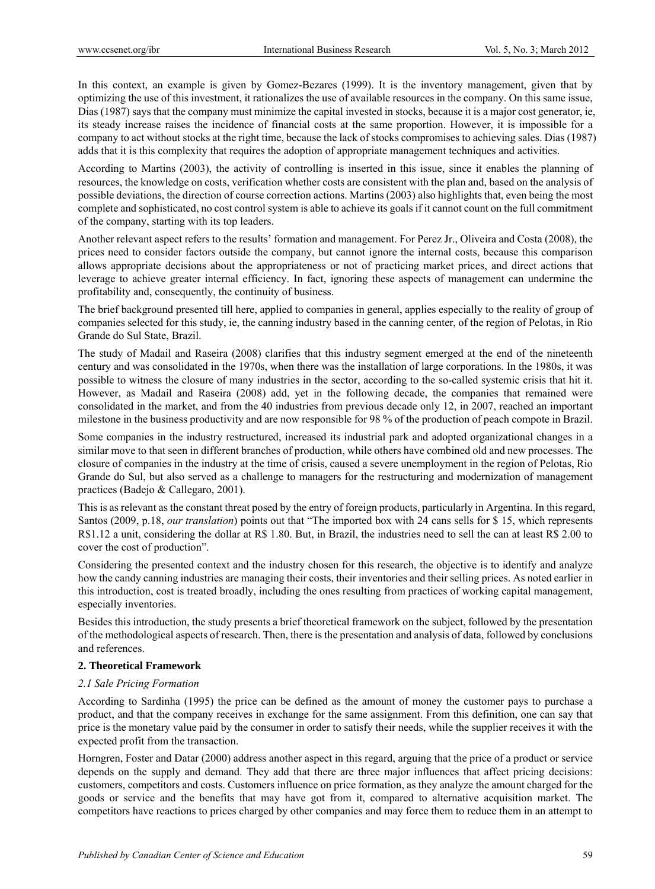In this context, an example is given by Gomez-Bezares (1999). It is the inventory management, given that by optimizing the use of this investment, it rationalizes the use of available resources in the company. On this same issue, Dias (1987) says that the company must minimize the capital invested in stocks, because it is a major cost generator, ie, its steady increase raises the incidence of financial costs at the same proportion. However, it is impossible for a company to act without stocks at the right time, because the lack of stocks compromises to achieving sales. Dias (1987) adds that it is this complexity that requires the adoption of appropriate management techniques and activities.

According to Martins (2003), the activity of controlling is inserted in this issue, since it enables the planning of resources, the knowledge on costs, verification whether costs are consistent with the plan and, based on the analysis of possible deviations, the direction of course correction actions. Martins (2003) also highlights that, even being the most complete and sophisticated, no cost control system is able to achieve its goals if it cannot count on the full commitment of the company, starting with its top leaders.

Another relevant aspect refers to the results' formation and management. For Perez Jr., Oliveira and Costa (2008), the prices need to consider factors outside the company, but cannot ignore the internal costs, because this comparison allows appropriate decisions about the appropriateness or not of practicing market prices, and direct actions that leverage to achieve greater internal efficiency. In fact, ignoring these aspects of management can undermine the profitability and, consequently, the continuity of business.

The brief background presented till here, applied to companies in general, applies especially to the reality of group of companies selected for this study, ie, the canning industry based in the canning center, of the region of Pelotas, in Rio Grande do Sul State, Brazil.

The study of Madail and Raseira (2008) clarifies that this industry segment emerged at the end of the nineteenth century and was consolidated in the 1970s, when there was the installation of large corporations. In the 1980s, it was possible to witness the closure of many industries in the sector, according to the so-called systemic crisis that hit it. However, as Madail and Raseira (2008) add, yet in the following decade, the companies that remained were consolidated in the market, and from the 40 industries from previous decade only 12, in 2007, reached an important milestone in the business productivity and are now responsible for 98 % of the production of peach compote in Brazil.

Some companies in the industry restructured, increased its industrial park and adopted organizational changes in a similar move to that seen in different branches of production, while others have combined old and new processes. The closure of companies in the industry at the time of crisis, caused a severe unemployment in the region of Pelotas, Rio Grande do Sul, but also served as a challenge to managers for the restructuring and modernization of management practices (Badejo & Callegaro, 2001).

This is as relevant as the constant threat posed by the entry of foreign products, particularly in Argentina. In this regard, Santos (2009, p.18, *our translation*) points out that "The imported box with 24 cans sells for $ 15, which represents R$1.12 a unit, considering the dollar at R$ 1.80. But, in Brazil, the industries need to sell the can at least R$ 2.00 to cover the cost of production".

Considering the presented context and the industry chosen for this research, the objective is to identify and analyze how the candy canning industries are managing their costs, their inventories and their selling prices. As noted earlier in this introduction, cost is treated broadly, including the ones resulting from practices of working capital management, especially inventories.

Besides this introduction, the study presents a brief theoretical framework on the subject, followed by the presentation of the methodological aspects of research. Then, there is the presentation and analysis of data, followed by conclusions and references.

## 2. Theoretical Framework

### *2.1 Sale Pricing Formation*

According to Sardinha (1995) the price can be defined as the amount of money the customer pays to purchase a product, and that the company receives in exchange for the same assignment. From this definition, one can say that price is the monetary value paid by the consumer in order to satisfy their needs, while the supplier receives it with the expected profit from the transaction.

Horngren, Foster and Datar (2000) address another aspect in this regard, arguing that the price of a product or service depends on the supply and demand. They add that there are three major influences that affect pricing decisions: customers, competitors and costs. Customers influence on price formation, as they analyze the amount charged for the goods or service and the benefits that may have got from it, compared to alternative acquisition market. The competitors have reactions to prices charged by other companies and may force them to reduce them in an attempt to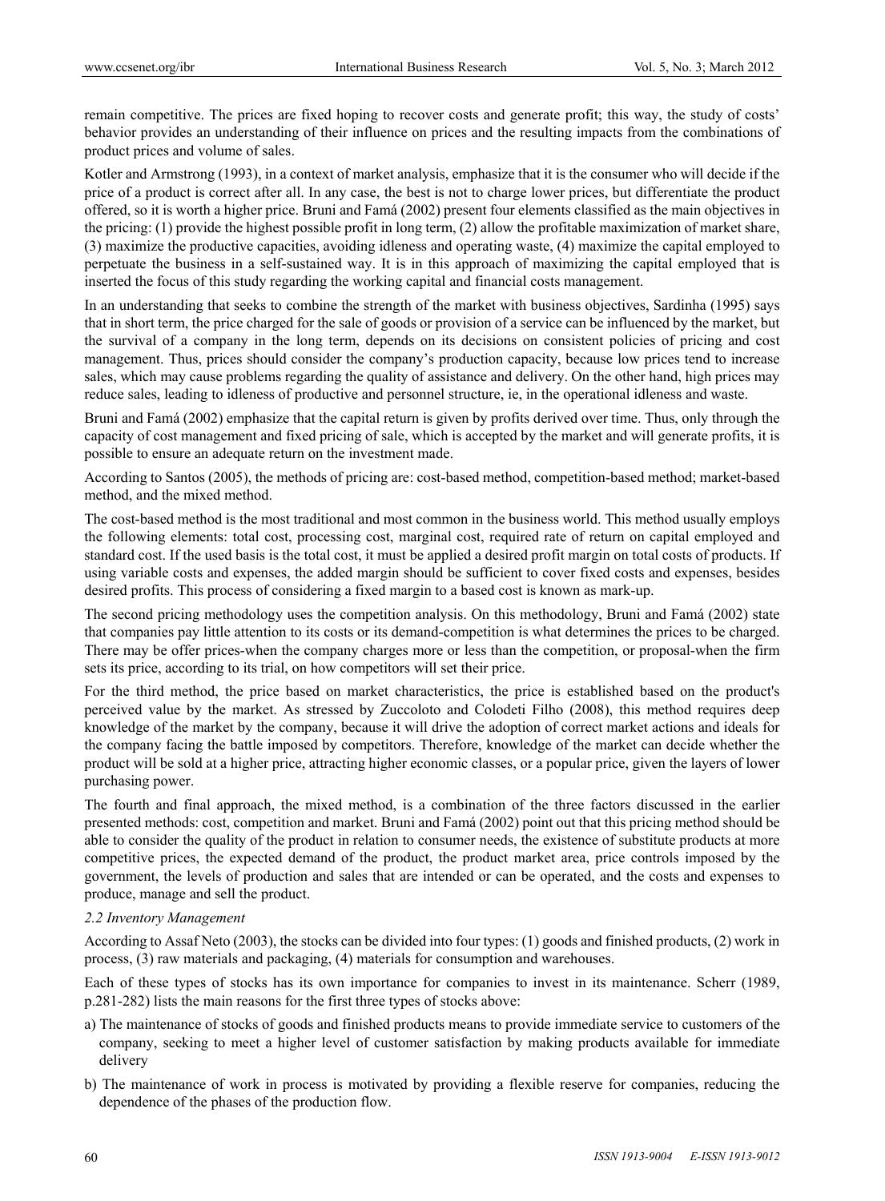remain competitive. The prices are fixed hoping to recover costs and generate profit; this way, the study of costs' behavior provides an understanding of their influence on prices and the resulting impacts from the combinations of product prices and volume of sales.

Kotler and Armstrong (1993), in a context of market analysis, emphasize that it is the consumer who will decide if the price of a product is correct after all. In any case, the best is not to charge lower prices, but differentiate the product offered, so it is worth a higher price. Bruni and Famá (2002) present four elements classified as the main objectives in the pricing: (1) provide the highest possible profit in long term, (2) allow the profitable maximization of market share, (3) maximize the productive capacities, avoiding idleness and operating waste, (4) maximize the capital employed to perpetuate the business in a self-sustained way. It is in this approach of maximizing the capital employed that is inserted the focus of this study regarding the working capital and financial costs management.

In an understanding that seeks to combine the strength of the market with business objectives, Sardinha (1995) says that in short term, the price charged for the sale of goods or provision of a service can be influenced by the market, but the survival of a company in the long term, depends on its decisions on consistent policies of pricing and cost management. Thus, prices should consider the company's production capacity, because low prices tend to increase sales, which may cause problems regarding the quality of assistance and delivery. On the other hand, high prices may reduce sales, leading to idleness of productive and personnel structure, ie, in the operational idleness and waste.

Bruni and Famá (2002) emphasize that the capital return is given by profits derived over time. Thus, only through the capacity of cost management and fixed pricing of sale, which is accepted by the market and will generate profits, it is possible to ensure an adequate return on the investment made.

According to Santos (2005), the methods of pricing are: cost-based method, competition-based method; market-based method, and the mixed method.

The cost-based method is the most traditional and most common in the business world. This method usually employs the following elements: total cost, processing cost, marginal cost, required rate of return on capital employed and standard cost. If the used basis is the total cost, it must be applied a desired profit margin on total costs of products. If using variable costs and expenses, the added margin should be sufficient to cover fixed costs and expenses, besides desired profits. This process of considering a fixed margin to a based cost is known as mark-up.

The second pricing methodology uses the competition analysis. On this methodology, Bruni and Famá (2002) state that companies pay little attention to its costs or its demand-competition is what determines the prices to be charged. There may be offer prices-when the company charges more or less than the competition, or proposal-when the firm sets its price, according to its trial, on how competitors will set their price.

For the third method, the price based on market characteristics, the price is established based on the product's perceived value by the market. As stressed by Zuccoloto and Colodeti Filho (2008), this method requires deep knowledge of the market by the company, because it will drive the adoption of correct market actions and ideals for the company facing the battle imposed by competitors. Therefore, knowledge of the market can decide whether the product will be sold at a higher price, attracting higher economic classes, or a popular price, given the layers of lower purchasing power.

The fourth and final approach, the mixed method, is a combination of the three factors discussed in the earlier presented methods: cost, competition and market. Bruni and Famá (2002) point out that this pricing method should be able to consider the quality of the product in relation to consumer needs, the existence of substitute products at more competitive prices, the expected demand of the product, the product market area, price controls imposed by the government, the levels of production and sales that are intended or can be operated, and the costs and expenses to produce, manage and sell the product.

### *2.2 Inventory Management*

According to Assaf Neto (2003), the stocks can be divided into four types: (1) goods and finished products, (2) work in process, (3) raw materials and packaging, (4) materials for consumption and warehouses.

Each of these types of stocks has its own importance for companies to invest in its maintenance. Scherr (1989, p.281-282) lists the main reasons for the first three types of stocks above:

a) The maintenance of stocks of goods and finished products means to provide immediate service to customers of the company, seeking to meet a higher level of customer satisfaction by making products available for immediate delivery

b) The maintenance of work in process is motivated by providing a flexible reserve for companies, reducing the dependence of the phases of the production flow.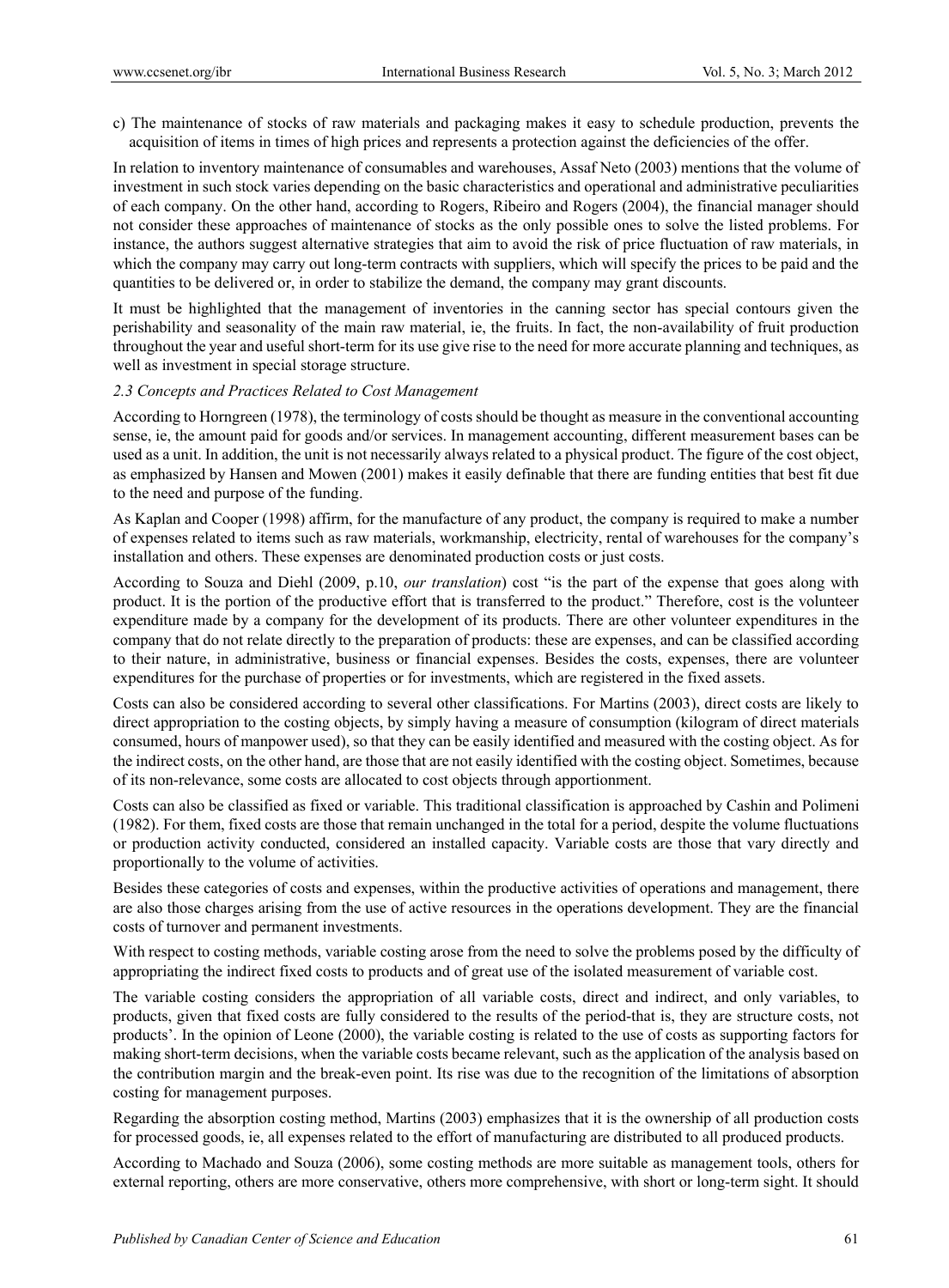c) The maintenance of stocks of raw materials and packaging makes it easy to schedule production, prevents the acquisition of items in times of high prices and represents a protection against the deficiencies of the offer.

In relation to inventory maintenance of consumables and warehouses, Assaf Neto (2003) mentions that the volume of investment in such stock varies depending on the basic characteristics and operational and administrative peculiarities of each company. On the other hand, according to Rogers, Ribeiro and Rogers (2004), the financial manager should not consider these approaches of maintenance of stocks as the only possible ones to solve the listed problems. For instance, the authors suggest alternative strategies that aim to avoid the risk of price fluctuation of raw materials, in which the company may carry out long-term contracts with suppliers, which will specify the prices to be paid and the quantities to be delivered or, in order to stabilize the demand, the company may grant discounts.

It must be highlighted that the management of inventories in the canning sector has special contours given the perishability and seasonality of the main raw material, ie, the fruits. In fact, the non-availability of fruit production throughout the year and useful short-term for its use give rise to the need for more accurate planning and techniques, as well as investment in special storage structure.

### *2.3 Concepts and Practices Related to Cost Management*

According to Horngreen (1978), the terminology of costs should be thought as measure in the conventional accounting sense, ie, the amount paid for goods and/or services. In management accounting, different measurement bases can be used as a unit. In addition, the unit is not necessarily always related to a physical product. The figure of the cost object, as emphasized by Hansen and Mowen (2001) makes it easily definable that there are funding entities that best fit due to the need and purpose of the funding.

As Kaplan and Cooper (1998) affirm, for the manufacture of any product, the company is required to make a number of expenses related to items such as raw materials, workmanship, electricity, rental of warehouses for the company's installation and others. These expenses are denominated production costs or just costs.

According to Souza and Diehl (2009, p.10, *our translation*) cost "is the part of the expense that goes along with product. It is the portion of the productive effort that is transferred to the product." Therefore, cost is the volunteer expenditure made by a company for the development of its products. There are other volunteer expenditures in the company that do not relate directly to the preparation of products: these are expenses, and can be classified according to their nature, in administrative, business or financial expenses. Besides the costs, expenses, there are volunteer expenditures for the purchase of properties or for investments, which are registered in the fixed assets.

Costs can also be considered according to several other classifications. For Martins (2003), direct costs are likely to direct appropriation to the costing objects, by simply having a measure of consumption (kilogram of direct materials consumed, hours of manpower used), so that they can be easily identified and measured with the costing object. As for the indirect costs, on the other hand, are those that are not easily identified with the costing object. Sometimes, because of its non-relevance, some costs are allocated to cost objects through apportionment.

Costs can also be classified as fixed or variable. This traditional classification is approached by Cashin and Polimeni (1982). For them, fixed costs are those that remain unchanged in the total for a period, despite the volume fluctuations or production activity conducted, considered an installed capacity. Variable costs are those that vary directly and proportionally to the volume of activities.

Besides these categories of costs and expenses, within the productive activities of operations and management, there are also those charges arising from the use of active resources in the operations development. They are the financial costs of turnover and permanent investments.

With respect to costing methods, variable costing arose from the need to solve the problems posed by the difficulty of appropriating the indirect fixed costs to products and of great use of the isolated measurement of variable cost.

The variable costing considers the appropriation of all variable costs, direct and indirect, and only variables, to products, given that fixed costs are fully considered to the results of the period-that is, they are structure costs, not products'. In the opinion of Leone (2000), the variable costing is related to the use of costs as supporting factors for making short-term decisions, when the variable costs became relevant, such as the application of the analysis based on the contribution margin and the break-even point. Its rise was due to the recognition of the limitations of absorption costing for management purposes.

Regarding the absorption costing method, Martins (2003) emphasizes that it is the ownership of all production costs for processed goods, ie, all expenses related to the effort of manufacturing are distributed to all produced products.

According to Machado and Souza (2006), some costing methods are more suitable as management tools, others for external reporting, others are more conservative, others more comprehensive, with short or long-term sight. It should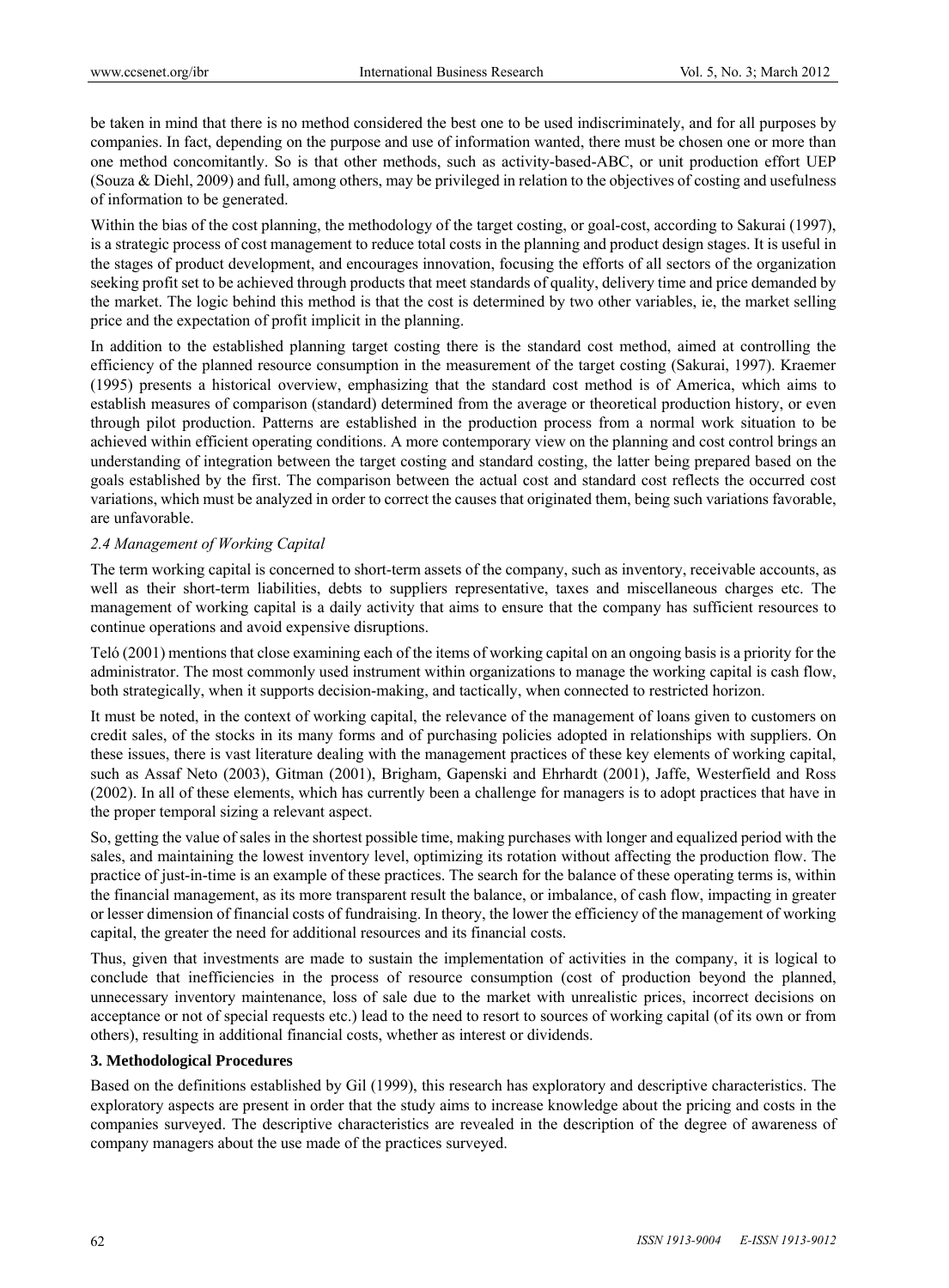be taken in mind that there is no method considered the best one to be used indiscriminately, and for all purposes by companies. In fact, depending on the purpose and use of information wanted, there must be chosen one or more than one method concomitantly. So is that other methods, such as activity-based-ABC, or unit production effort UEP (Souza & Diehl, 2009) and full, among others, may be privileged in relation to the objectives of costing and usefulness of information to be generated.

Within the bias of the cost planning, the methodology of the target costing, or goal-cost, according to Sakurai (1997), is a strategic process of cost management to reduce total costs in the planning and product design stages. It is useful in the stages of product development, and encourages innovation, focusing the efforts of all sectors of the organization seeking profit set to be achieved through products that meet standards of quality, delivery time and price demanded by the market. The logic behind this method is that the cost is determined by two other variables, ie, the market selling price and the expectation of profit implicit in the planning.

In addition to the established planning target costing there is the standard cost method, aimed at controlling the efficiency of the planned resource consumption in the measurement of the target costing (Sakurai, 1997). Kraemer (1995) presents a historical overview, emphasizing that the standard cost method is of America, which aims to establish measures of comparison (standard) determined from the average or theoretical production history, or even through pilot production. Patterns are established in the production process from a normal work situation to be achieved within efficient operating conditions. A more contemporary view on the planning and cost control brings an understanding of integration between the target costing and standard costing, the latter being prepared based on the goals established by the first. The comparison between the actual cost and standard cost reflects the occurred cost variations, which must be analyzed in order to correct the causes that originated them, being such variations favorable, are unfavorable.

### *2.4 Management of Working Capital*

The term working capital is concerned to short-term assets of the company, such as inventory, receivable accounts, as well as their short-term liabilities, debts to suppliers representative, taxes and miscellaneous charges etc. The management of working capital is a daily activity that aims to ensure that the company has sufficient resources to continue operations and avoid expensive disruptions.

Teló (2001) mentions that close examining each of the items of working capital on an ongoing basis is a priority for the administrator. The most commonly used instrument within organizations to manage the working capital is cash flow, both strategically, when it supports decision-making, and tactically, when connected to restricted horizon.

It must be noted, in the context of working capital, the relevance of the management of loans given to customers on credit sales, of the stocks in its many forms and of purchasing policies adopted in relationships with suppliers. On these issues, there is vast literature dealing with the management practices of these key elements of working capital, such as Assaf Neto (2003), Gitman (2001), Brigham, Gapenski and Ehrhardt (2001), Jaffe, Westerfield and Ross (2002). In all of these elements, which has currently been a challenge for managers is to adopt practices that have in the proper temporal sizing a relevant aspect.

So, getting the value of sales in the shortest possible time, making purchases with longer and equalized period with the sales, and maintaining the lowest inventory level, optimizing its rotation without affecting the production flow. The practice of just-in-time is an example of these practices. The search for the balance of these operating terms is, within the financial management, as its more transparent result the balance, or imbalance, of cash flow, impacting in greater or lesser dimension of financial costs of fundraising. In theory, the lower the efficiency of the management of working capital, the greater the need for additional resources and its financial costs.

Thus, given that investments are made to sustain the implementation of activities in the company, it is logical to conclude that inefficiencies in the process of resource consumption (cost of production beyond the planned, unnecessary inventory maintenance, loss of sale due to the market with unrealistic prices, incorrect decisions on acceptance or not of special requests etc.) lead to the need to resort to sources of working capital (of its own or from others), resulting in additional financial costs, whether as interest or dividends.

## **3. Methodological Procedures**

Based on the definitions established by Gil (1999), this research has exploratory and descriptive characteristics. The exploratory aspects are present in order that the study aims to increase knowledge about the pricing and costs in the companies surveyed. The descriptive characteristics are revealed in the description of the degree of awareness of company managers about the use made of the practices surveyed.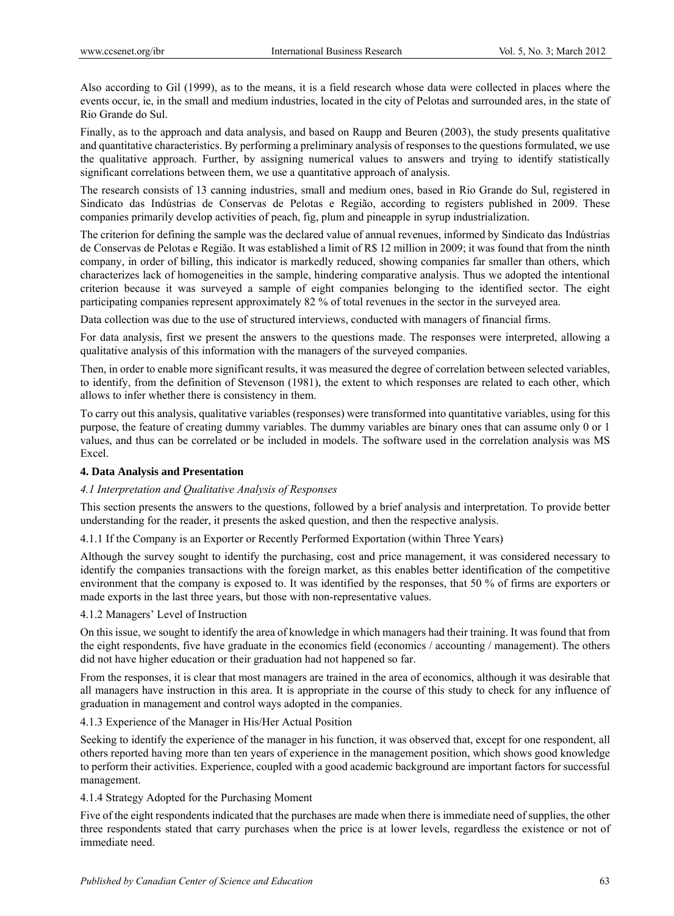Also according to Gil (1999), as to the means, it is a field research whose data were collected in places where the events occur, ie, in the small and medium industries, located in the city of Pelotas and surrounded ares, in the state of Rio Grande do Sul.

Finally, as to the approach and data analysis, and based on Raupp and Beuren (2003), the study presents qualitative and quantitative characteristics. By performing a preliminary analysis of responses to the questions formulated, we use the qualitative approach. Further, by assigning numerical values to answers and trying to identify statistically significant correlations between them, we use a quantitative approach of analysis.

The research consists of 13 canning industries, small and medium ones, based in Rio Grande do Sul, registered in Sindicato das Indústrias de Conservas de Pelotas e Região, according to registers published in 2009. These companies primarily develop activities of peach, fig, plum and pineapple in syrup industrialization.

The criterion for defining the sample was the declared value of annual revenues, informed by Sindicato das Indústrias de Conservas de Pelotas e Região. It was established a limit of R$ 12 million in 2009; it was found that from the ninth company, in order of billing, this indicator is markedly reduced, showing companies far smaller than others, which characterizes lack of homogeneities in the sample, hindering comparative analysis. Thus we adopted the intentional criterion because it was surveyed a sample of eight companies belonging to the identified sector. The eight participating companies represent approximately 82 % of total revenues in the sector in the surveyed area.

Data collection was due to the use of structured interviews, conducted with managers of financial firms.

For data analysis, first we present the answers to the questions made. The responses were interpreted, allowing a qualitative analysis of this information with the managers of the surveyed companies.

Then, in order to enable more significant results, it was measured the degree of correlation between selected variables, to identify, from the definition of Stevenson (1981), the extent to which responses are related to each other, which allows to infer whether there is consistency in them.

To carry out this analysis, qualitative variables (responses) were transformed into quantitative variables, using for this purpose, the feature of creating dummy variables. The dummy variables are binary ones that can assume only 0 or 1 values, and thus can be correlated or be included in models. The software used in the correlation analysis was MS Excel.

## 4. Data Analysis and Presentation

### *4.1 Interpretation and Qualitative Analysis of Responses*

This section presents the answers to the questions, followed by a brief analysis and interpretation. To provide better understanding for the reader, it presents the asked question, and then the respective analysis.

#### 4.1.1 If the Company is an Exporter or Recently Performed Exportation (within Three Years)

Although the survey sought to identify the purchasing, cost and price management, it was considered necessary to identify the companies transactions with the foreign market, as this enables better identification of the competitive environment that the company is exposed to. It was identified by the responses, that 50 % of firms are exporters or made exports in the last three years, but those with non-representative values.

#### 4.1.2 Managers' Level of Instruction

On this issue, we sought to identify the area of knowledge in which managers had their training. It was found that from the eight respondents, five have graduate in the economics field (economics / accounting / management). The others did not have higher education or their graduation had not happened so far.

From the responses, it is clear that most managers are trained in the area of economics, although it was desirable that all managers have instruction in this area. It is appropriate in the course of this study to check for any influence of graduation in management and control ways adopted in the companies.

#### 4.1.3 Experience of the Manager in His/Her Actual Position

Seeking to identify the experience of the manager in his function, it was observed that, except for one respondent, all others reported having more than ten years of experience in the management position, which shows good knowledge to perform their activities. Experience, coupled with a good academic background are important factors for successful management.

#### 4.1.4 Strategy Adopted for the Purchasing Moment

Five of the eight respondents indicated that the purchases are made when there is immediate need of supplies, the other three respondents stated that carry purchases when the price is at lower levels, regardless the existence or not of immediate need.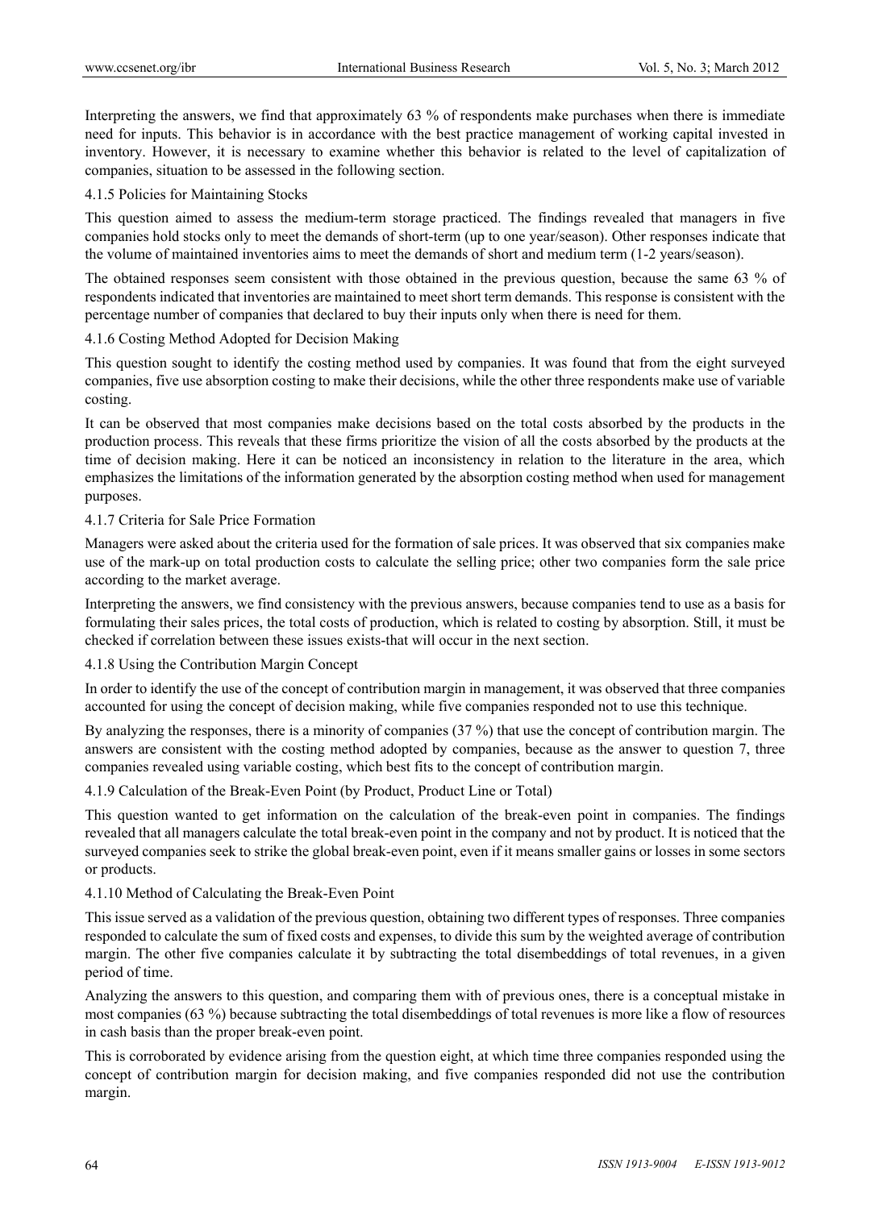Interpreting the answers, we find that approximately 63 % of respondents make purchases when there is immediate need for inputs. This behavior is in accordance with the best practice management of working capital invested in inventory. However, it is necessary to examine whether this behavior is related to the level of capitalization of companies, situation to be assessed in the following section.

#### 4.1.5 Policies for Maintaining Stocks

This question aimed to assess the medium-term storage practiced. The findings revealed that managers in five companies hold stocks only to meet the demands of short-term (up to one year/season). Other responses indicate that the volume of maintained inventories aims to meet the demands of short and medium term (1-2 years/season).

The obtained responses seem consistent with those obtained in the previous question, because the same 63 % of respondents indicated that inventories are maintained to meet short term demands. This response is consistent with the percentage number of companies that declared to buy their inputs only when there is need for them.

#### 4.1.6 Costing Method Adopted for Decision Making

This question sought to identify the costing method used by companies. It was found that from the eight surveyed companies, five use absorption costing to make their decisions, while the other three respondents make use of variable costing.

It can be observed that most companies make decisions based on the total costs absorbed by the products in the production process. This reveals that these firms prioritize the vision of all the costs absorbed by the products at the time of decision making. Here it can be noticed an inconsistency in relation to the literature in the area, which emphasizes the limitations of the information generated by the absorption costing method when used for management purposes.

#### 4.1.7 Criteria for Sale Price Formation

Managers were asked about the criteria used for the formation of sale prices. It was observed that six companies make use of the mark-up on total production costs to calculate the selling price; other two companies form the sale price according to the market average.

Interpreting the answers, we find consistency with the previous answers, because companies tend to use as a basis for formulating their sales prices, the total costs of production, which is related to costing by absorption. Still, it must be checked if correlation between these issues exists-that will occur in the next section.

#### 4.1.8 Using the Contribution Margin Concept

In order to identify the use of the concept of contribution margin in management, it was observed that three companies accounted for using the concept of decision making, while five companies responded not to use this technique.

By analyzing the responses, there is a minority of companies (37 %) that use the concept of contribution margin. The answers are consistent with the costing method adopted by companies, because as the answer to question 7, three companies revealed using variable costing, which best fits to the concept of contribution margin.

#### 4.1.9 Calculation of the Break-Even Point (by Product, Product Line or Total)

This question wanted to get information on the calculation of the break-even point in companies. The findings revealed that all managers calculate the total break-even point in the company and not by product. It is noticed that the surveyed companies seek to strike the global break-even point, even if it means smaller gains or losses in some sectors or products.

#### 4.1.10 Method of Calculating the Break-Even Point

This issue served as a validation of the previous question, obtaining two different types of responses. Three companies responded to calculate the sum of fixed costs and expenses, to divide this sum by the weighted average of contribution margin. The other five companies calculate it by subtracting the total disembeddings of total revenues, in a given period of time.

Analyzing the answers to this question, and comparing them with of previous ones, there is a conceptual mistake in most companies (63 %) because subtracting the total disembeddings of total revenues is more like a flow of resources in cash basis than the proper break-even point.

This is corroborated by evidence arising from the question eight, at which time three companies responded using the concept of contribution margin for decision making, and five companies responded did not use the contribution margin.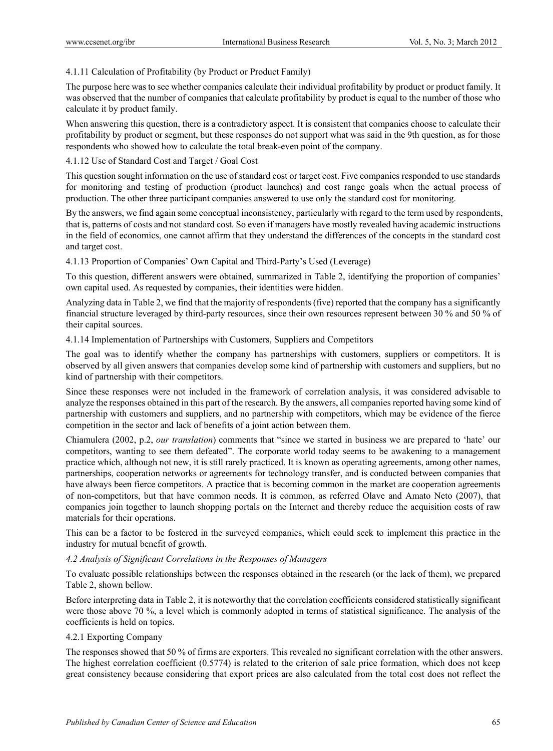#### 4.1.11 Calculation of Profitability (by Product or Product Family)

The purpose here was to see whether companies calculate their individual profitability by product or product family. It was observed that the number of companies that calculate profitability by product is equal to the number of those who calculate it by product family.

When answering this question, there is a contradictory aspect. It is consistent that companies choose to calculate their profitability by product or segment, but these responses do not support what was said in the 9th question, as for those respondents who showed how to calculate the total break-even point of the company.

#### 4.1.12 Use of Standard Cost and Target / Goal Cost

This question sought information on the use of standard cost or target cost. Five companies responded to use standards for monitoring and testing of production (product launches) and cost range goals when the actual process of production. The other three participant companies answered to use only the standard cost for monitoring.

By the answers, we find again some conceptual inconsistency, particularly with regard to the term used by respondents, that is, patterns of costs and not standard cost. So even if managers have mostly revealed having academic instructions in the field of economics, one cannot affirm that they understand the differences of the concepts in the standard cost and target cost.

#### 4.1.13 Proportion of Companies' Own Capital and Third-Party's Used (Leverage)

To this question, different answers were obtained, summarized in Table 2, identifying the proportion of companies' own capital used. As requested by companies, their identities were hidden.

Analyzing data in Table 2, we find that the majority of respondents (five) reported that the company has a significantly financial structure leveraged by third-party resources, since their own resources represent between 30 % and 50 % of their capital sources.

#### 4.1.14 Implementation of Partnerships with Customers, Suppliers and Competitors

The goal was to identify whether the company has partnerships with customers, suppliers or competitors. It is observed by all given answers that companies develop some kind of partnership with customers and suppliers, but no kind of partnership with their competitors.

Since these responses were not included in the framework of correlation analysis, it was considered advisable to analyze the responses obtained in this part of the research. By the answers, all companies reported having some kind of partnership with customers and suppliers, and no partnership with competitors, which may be evidence of the fierce competition in the sector and lack of benefits of a joint action between them.

Chiamulera (2002, p.2, *our translation*) comments that "since we started in business we are prepared to 'hate' our competitors, wanting to see them defeated". The corporate world today seems to be awakening to a management practice which, although not new, it is still rarely practiced. It is known as operating agreements, among other names, partnerships, cooperation networks or agreements for technology transfer, and is conducted between companies that have always been fierce competitors. A practice that is becoming common in the market are cooperation agreements of non-competitors, but that have common needs. It is common, as referred Olave and Amato Neto (2007), that companies join together to launch shopping portals on the Internet and thereby reduce the acquisition costs of raw materials for their operations.

This can be a factor to be fostered in the surveyed companies, which could seek to implement this practice in the industry for mutual benefit of growth.

### *4.2 Analysis of Significant Correlations in the Responses of Managers*

To evaluate possible relationships between the responses obtained in the research (or the lack of them), we prepared Table 2, shown bellow.

Before interpreting data in Table 2, it is noteworthy that the correlation coefficients considered statistically significant were those above 70 %, a level which is commonly adopted in terms of statistical significance. The analysis of the coefficients is held on topics.

#### 4.2.1 Exporting Company

The responses showed that 50 % of firms are exporters. This revealed no significant correlation with the other answers. The highest correlation coefficient (0.5774) is related to the criterion of sale price formation, which does not keep great consistency because considering that export prices are also calculated from the total cost does not reflect the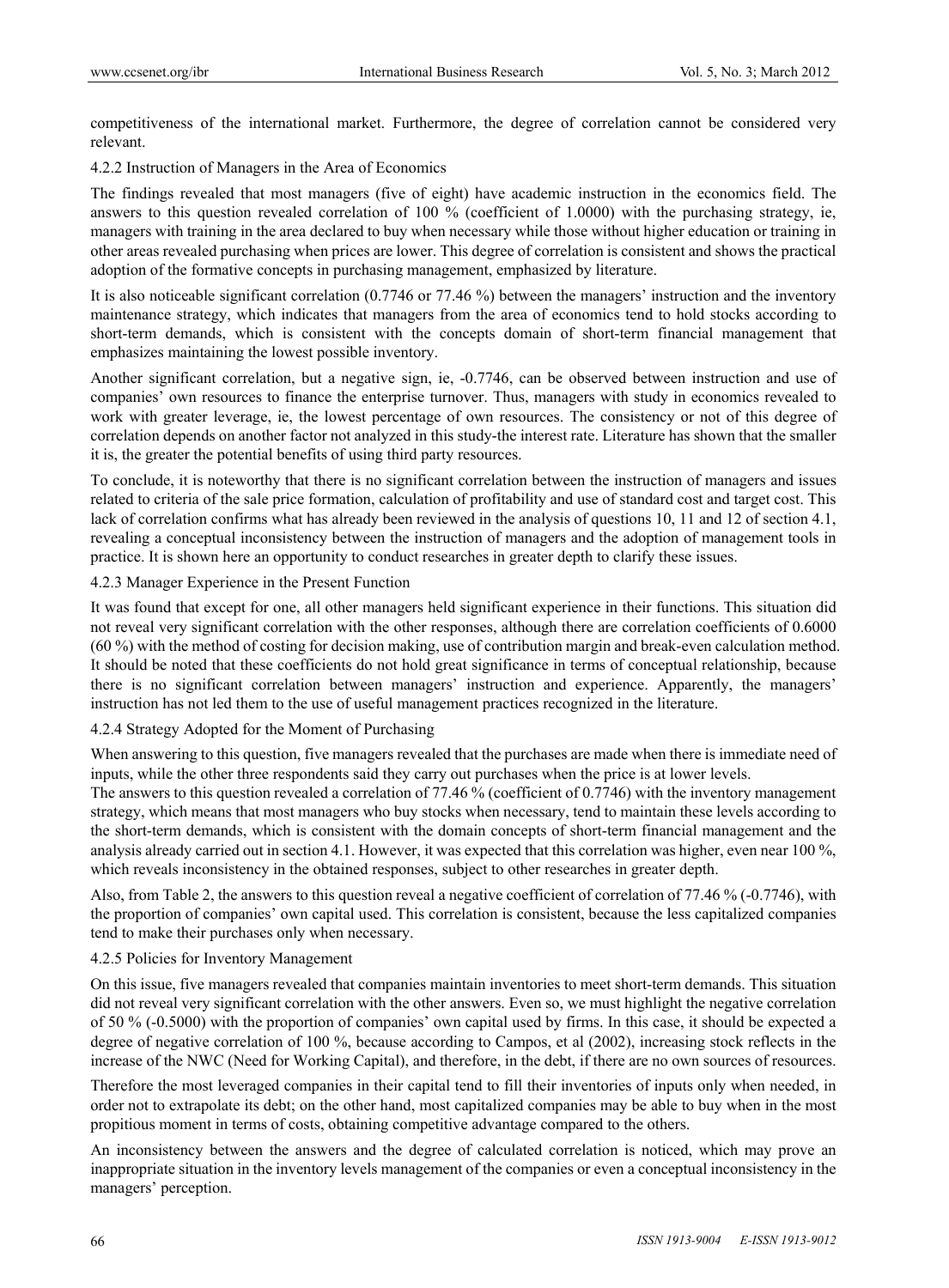competitiveness of the international market. Furthermore, the degree of correlation cannot be considered very relevant.

#### 4.2.2 Instruction of Managers in the Area of Economics

The findings revealed that most managers (five of eight) have academic instruction in the economics field. The answers to this question revealed correlation of 100 % (coefficient of 1.0000) with the purchasing strategy, ie, managers with training in the area declared to buy when necessary while those without higher education or training in other areas revealed purchasing when prices are lower. This degree of correlation is consistent and shows the practical adoption of the formative concepts in purchasing management, emphasized by literature.

It is also noticeable significant correlation (0.7746 or 77.46 %) between the managers' instruction and the inventory maintenance strategy, which indicates that managers from the area of economics tend to hold stocks according to short-term demands, which is consistent with the concepts domain of short-term financial management that emphasizes maintaining the lowest possible inventory.

Another significant correlation, but a negative sign, ie, -0.7746, can be observed between instruction and use of companies' own resources to finance the enterprise turnover. Thus, managers with study in economics revealed to work with greater leverage, ie, the lowest percentage of own resources. The consistency or not of this degree of correlation depends on another factor not analyzed in this study-the interest rate. Literature has shown that the smaller it is, the greater the potential benefits of using third party resources.

To conclude, it is noteworthy that there is no significant correlation between the instruction of managers and issues related to criteria of the sale price formation, calculation of profitability and use of standard cost and target cost. This lack of correlation confirms what has already been reviewed in the analysis of questions 10, 11 and 12 of section 4.1, revealing a conceptual inconsistency between the instruction of managers and the adoption of management tools in practice. It is shown here an opportunity to conduct researches in greater depth to clarify these issues.

#### 4.2.3 Manager Experience in the Present Function

It was found that except for one, all other managers held significant experience in their functions. This situation did not reveal very significant correlation with the other responses, although there are correlation coefficients of 0.6000 (60 %) with the method of costing for decision making, use of contribution margin and break-even calculation method. It should be noted that these coefficients do not hold great significance in terms of conceptual relationship, because there is no significant correlation between managers' instruction and experience. Apparently, the managers' instruction has not led them to the use of useful management practices recognized in the literature.

#### 4.2.4 Strategy Adopted for the Moment of Purchasing

When answering to this question, five managers revealed that the purchases are made when there is immediate need of inputs, while the other three respondents said they carry out purchases when the price is at lower levels.

The answers to this question revealed a correlation of 77.46 % (coefficient of 0.7746) with the inventory management strategy, which means that most managers who buy stocks when necessary, tend to maintain these levels according to the short-term demands, which is consistent with the domain concepts of short-term financial management and the analysis already carried out in section 4.1. However, it was expected that this correlation was higher, even near 100 %, which reveals inconsistency in the obtained responses, subject to other researches in greater depth.

Also, from Table 2, the answers to this question reveal a negative coefficient of correlation of 77.46 % (-0.7746), with the proportion of companies' own capital used. This correlation is consistent, because the less capitalized companies tend to make their purchases only when necessary.

#### 4.2.5 Policies for Inventory Management

On this issue, five managers revealed that companies maintain inventories to meet short-term demands. This situation did not reveal very significant correlation with the other answers. Even so, we must highlight the negative correlation of 50 % (-0.5000) with the proportion of companies' own capital used by firms. In this case, it should be expected a degree of negative correlation of 100 %, because according to Campos, et al (2002), increasing stock reflects in the increase of the NWC (Need for Working Capital), and therefore, in the debt, if there are no own sources of resources.

Therefore the most leveraged companies in their capital tend to fill their inventories of inputs only when needed, in order not to extrapolate its debt; on the other hand, most capitalized companies may be able to buy when in the most propitious moment in terms of costs, obtaining competitive advantage compared to the others.

An inconsistency between the answers and the degree of calculated correlation is noticed, which may prove an inappropriate situation in the inventory levels management of the companies or even a conceptual inconsistency in the managers' perception.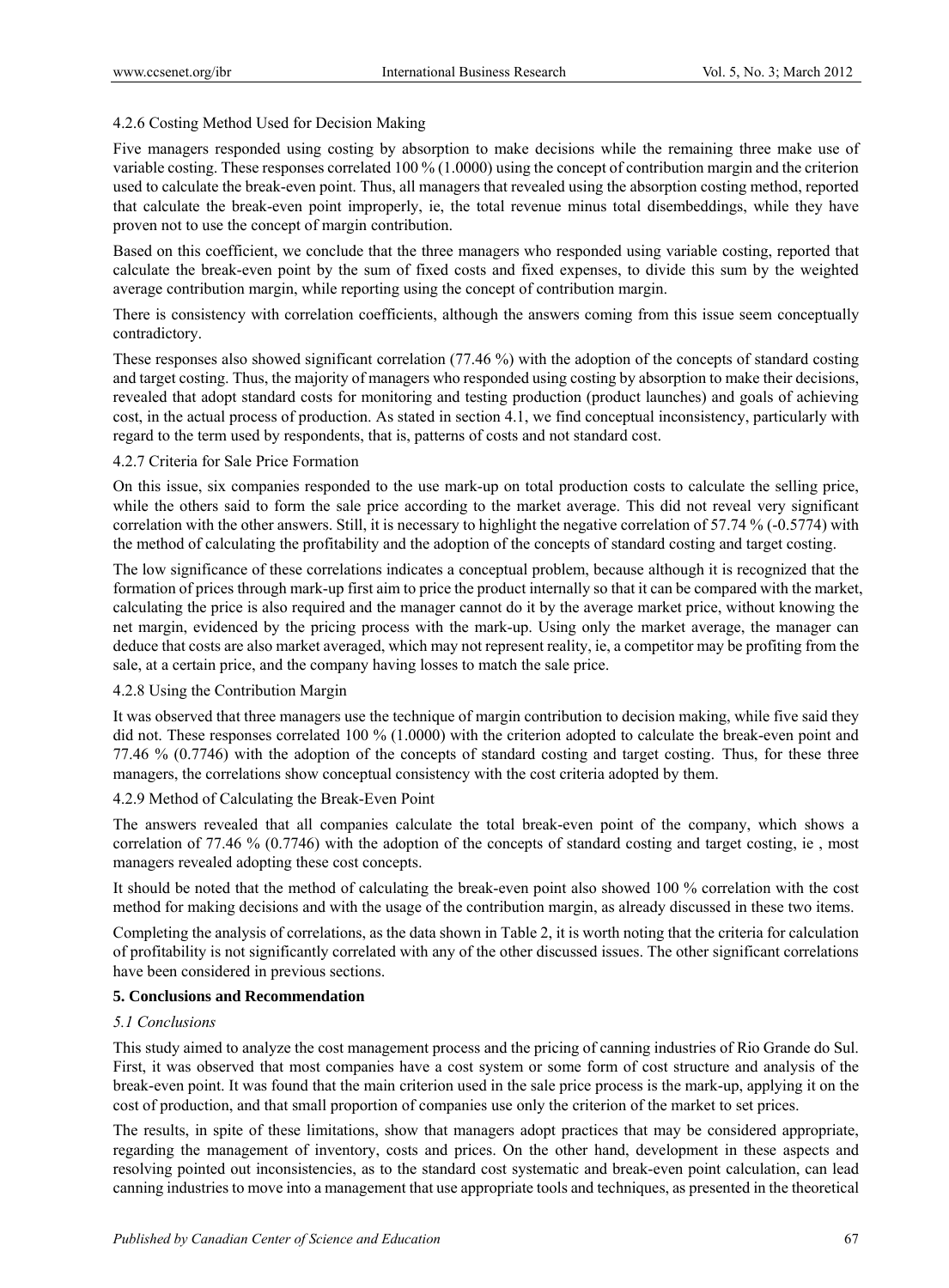4.2.6 Costing Method Used for Decision Making

Five managers responded using costing by absorption to make decisions while the remaining three make use of variable costing. These responses correlated 100 % (1.0000) using the concept of contribution margin and the criterion used to calculate the break-even point. Thus, all managers that revealed using the absorption costing method, reported that calculate the break-even point improperly, ie, the total revenue minus total disembeddings, while they have proven not to use the concept of margin contribution.

Based on this coefficient, we conclude that the three managers who responded using variable costing, reported that calculate the break-even point by the sum of fixed costs and fixed expenses, to divide this sum by the weighted average contribution margin, while reporting using the concept of contribution margin.

There is consistency with correlation coefficients, although the answers coming from this issue seem conceptually contradictory.

These responses also showed significant correlation (77.46 %) with the adoption of the concepts of standard costing and target costing. Thus, the majority of managers who responded using costing by absorption to make their decisions, revealed that adopt standard costs for monitoring and testing production (product launches) and goals of achieving cost, in the actual process of production. As stated in section 4.1, we find conceptual inconsistency, particularly with regard to the term used by respondents, that is, patterns of costs and not standard cost.

4.2.7 Criteria for Sale Price Formation

On this issue, six companies responded to the use mark-up on total production costs to calculate the selling price, while the others said to form the sale price according to the market average. This did not reveal very significant correlation with the other answers. Still, it is necessary to highlight the negative correlation of 57.74 % (-0.5774) with the method of calculating the profitability and the adoption of the concepts of standard costing and target costing.

The low significance of these correlations indicates a conceptual problem, because although it is recognized that the formation of prices through mark-up first aim to price the product internally so that it can be compared with the market, calculating the price is also required and the manager cannot do it by the average market price, without knowing the net margin, evidenced by the pricing process with the mark-up. Using only the market average, the manager can deduce that costs are also market averaged, which may not represent reality, ie, a competitor may be profiting from the sale, at a certain price, and the company having losses to match the sale price.

4.2.8 Using the Contribution Margin

It was observed that three managers use the technique of margin contribution to decision making, while five said they did not. These responses correlated 100 % (1.0000) with the criterion adopted to calculate the break-even point and 77.46 % (0.7746) with the adoption of the concepts of standard costing and target costing. Thus, for these three managers, the correlations show conceptual consistency with the cost criteria adopted by them.

4.2.9 Method of Calculating the Break-Even Point

The answers revealed that all companies calculate the total break-even point of the company, which shows a correlation of 77.46 % (0.7746) with the adoption of the concepts of standard costing and target costing, ie , most managers revealed adopting these cost concepts.

It should be noted that the method of calculating the break-even point also showed 100 % correlation with the cost method for making decisions and with the usage of the contribution margin, as already discussed in these two items.

Completing the analysis of correlations, as the data shown in Table 2, it is worth noting that the criteria for calculation of profitability is not significantly correlated with any of the other discussed issues. The other significant correlations have been considered in previous sections.

## 5. Conclusions and Recommendation

### *5.1 Conclusions*

This study aimed to analyze the cost management process and the pricing of canning industries of Rio Grande do Sul. First, it was observed that most companies have a cost system or some form of cost structure and analysis of the break-even point. It was found that the main criterion used in the sale price process is the mark-up, applying it on the cost of production, and that small proportion of companies use only the criterion of the market to set prices.

The results, in spite of these limitations, show that managers adopt practices that may be considered appropriate, regarding the management of inventory, costs and prices. On the other hand, development in these aspects and resolving pointed out inconsistencies, as to the standard cost systematic and break-even point calculation, can lead canning industries to move into a management that use appropriate tools and techniques, as presented in the theoretical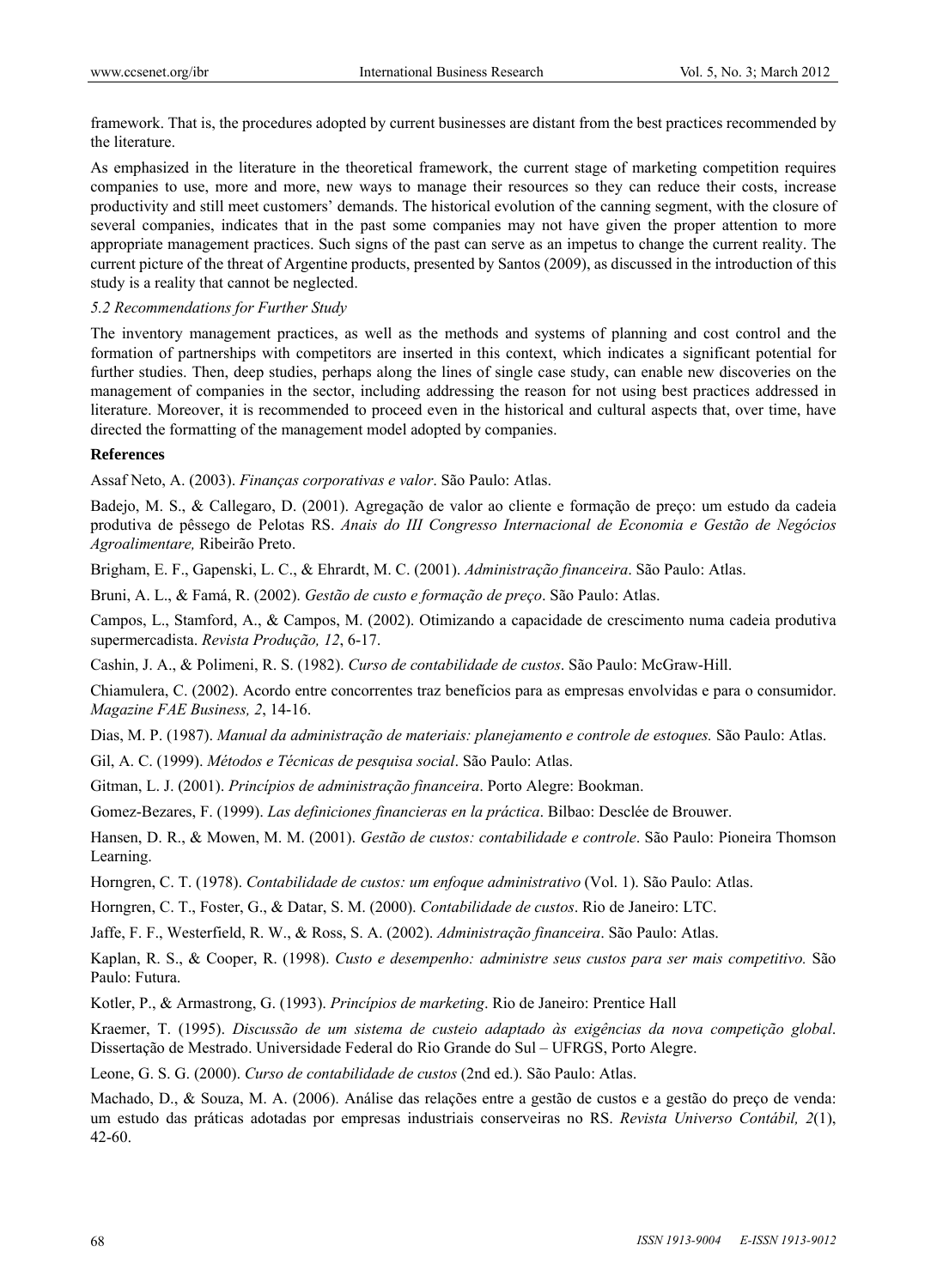framework. That is, the procedures adopted by current businesses are distant from the best practices recommended by the literature.

As emphasized in the literature in the theoretical framework, the current stage of marketing competition requires companies to use, more and more, new ways to manage their resources so they can reduce their costs, increase productivity and still meet customers' demands. The historical evolution of the canning segment, with the closure of several companies, indicates that in the past some companies may not have given the proper attention to more appropriate management practices. Such signs of the past can serve as an impetus to change the current reality. The current picture of the threat of Argentine products, presented by Santos (2009), as discussed in the introduction of this study is a reality that cannot be neglected.

### *5.2 Recommendations for Further Study*

The inventory management practices, as well as the methods and systems of planning and cost control and the formation of partnerships with competitors are inserted in this context, which indicates a significant potential for further studies. Then, deep studies, perhaps along the lines of single case study, can enable new discoveries on the management of companies in the sector, including addressing the reason for not using best practices addressed in literature. Moreover, it is recommended to proceed even in the historical and cultural aspects that, over time, have directed the formatting of the management model adopted by companies.

## References

Assaf Neto, A. (2003). *Finanças corporativas e valor*. São Paulo: Atlas.

Badejo, M. S., & Callegaro, D. (2001). Agregação de valor ao cliente e formação de preço: um estudo da cadeia produtiva de pêssego de Pelotas RS. *Anais do III Congresso Internacional de Economia e Gestão de Negócios Agroalimentare,* Ribeirão Preto.

Brigham, E. F., Gapenski, L. C., & Ehrardt, M. C. (2001). *Administração financeira*. São Paulo: Atlas.

Bruni, A. L., & Famá, R. (2002). *Gestão de custo e formação de preço*. São Paulo: Atlas.

Campos, L., Stamford, A., & Campos, M. (2002). Otimizando a capacidade de crescimento numa cadeia produtiva supermercadista. *Revista Produção, 12*, 6-17.

Cashin, J. A., & Polimeni, R. S. (1982). *Curso de contabilidade de custos*. São Paulo: McGraw-Hill.

Chiamulera, C. (2002). Acordo entre concorrentes traz benefícios para as empresas envolvidas e para o consumidor. *Magazine FAE Business, 2*, 14-16.

Dias, M. P. (1987). *Manual da administração de materiais: planejamento e controle de estoques.* São Paulo: Atlas.

Gil, A. C. (1999). *Métodos e Técnicas de pesquisa social*. São Paulo: Atlas.

Gitman, L. J. (2001). *Princípios de administração financeira*. Porto Alegre: Bookman.

Gomez-Bezares, F. (1999). *Las definiciones financieras en la práctica*. Bilbao: Desclée de Brouwer.

Hansen, D. R., & Mowen, M. M. (2001). *Gestão de custos: contabilidade e controle*. São Paulo: Pioneira Thomson Learning.

Horngren, C. T. (1978). *Contabilidade de custos: um enfoque administrativo* (Vol. 1). São Paulo: Atlas.

Horngren, C. T., Foster, G., & Datar, S. M. (2000). *Contabilidade de custos*. Rio de Janeiro: LTC.

Jaffe, F. F., Westerfield, R. W., & Ross, S. A. (2002). *Administração financeira*. São Paulo: Atlas.

Kaplan, R. S., & Cooper, R. (1998). *Custo e desempenho: administre seus custos para ser mais competitivo.* São Paulo: Futura.

Kotler, P., & Armastrong, G. (1993). *Princípios de marketing*. Rio de Janeiro: Prentice Hall

Kraemer, T. (1995). *Discussão de um sistema de custeio adaptado às exigências da nova competição global*. Dissertação de Mestrado. Universidade Federal do Rio Grande do Sul – UFRGS, Porto Alegre.

Leone, G. S. G. (2000). *Curso de contabilidade de custos* (2nd ed.). São Paulo: Atlas.

Machado, D., & Souza, M. A. (2006). Análise das relações entre a gestão de custos e a gestão do preço de venda: um estudo das práticas adotadas por empresas industriais conserveiras no RS. *Revista Universo Contábil, 2*(1), 42-60.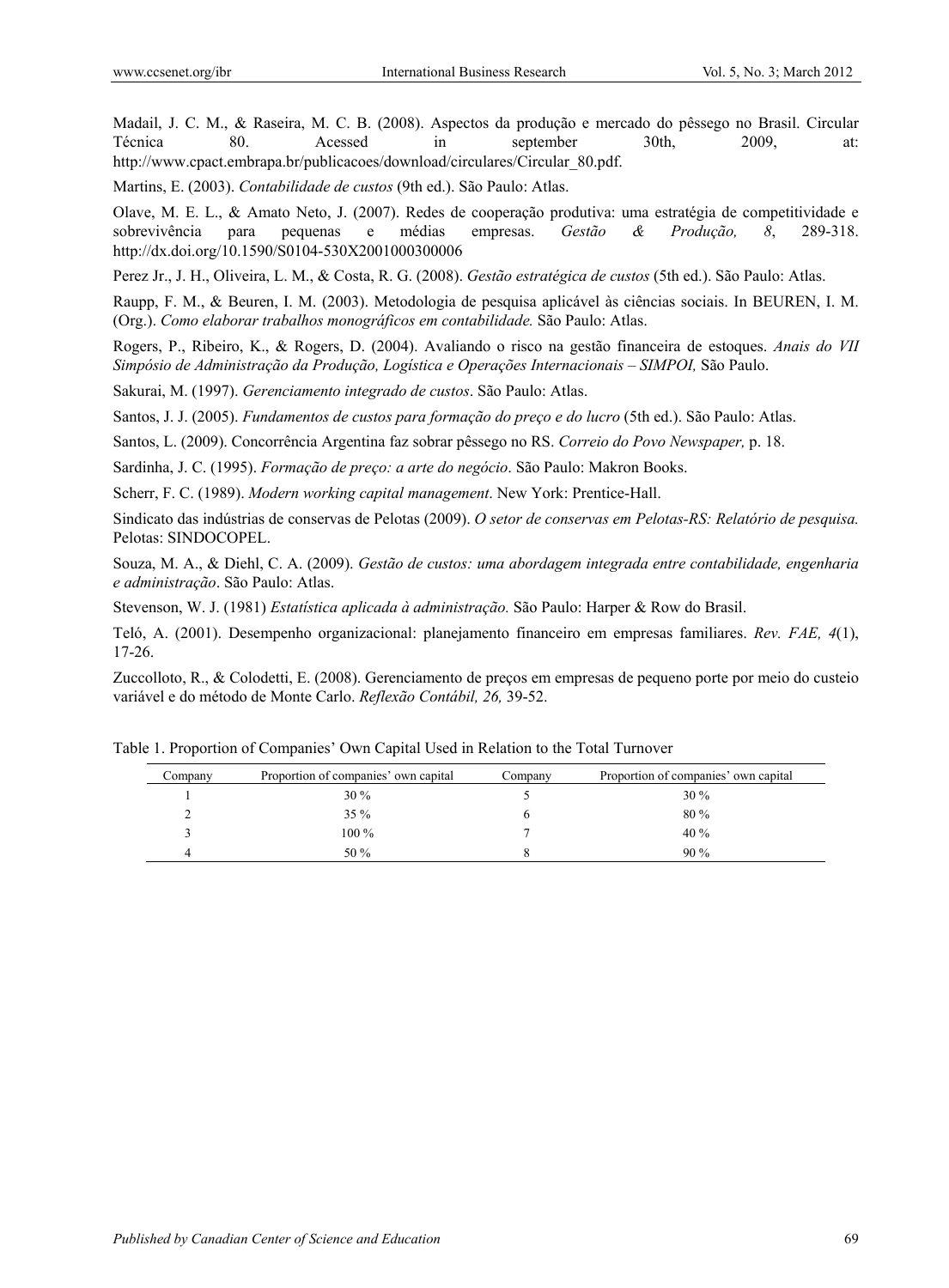Madail, J. C. M., & Raseira, M. C. B. (2008). Aspectos da produção e mercado do pêssego no Brasil. Circular Técnica 80. Acessed in september 30th, 2009, at: http://www.cpact.embrapa.br/publicacoes/download/circulares/Circular_80.pdf.

Martins, E. (2003). *Contabilidade de custos* (9th ed.). São Paulo: Atlas.

Olave, M. E. L., & Amato Neto, J. (2007). Redes de cooperação produtiva: uma estratégia de competitividade e sobrevivência para pequenas e médias empresas. *Gestão & Produção, 8*, 289-318. http://dx.doi.org/10.1590/S0104-530X2001000300006

Perez Jr., J. H., Oliveira, L. M., & Costa, R. G. (2008). *Gestão estratégica de custos* (5th ed.). São Paulo: Atlas.

Raupp, F. M., & Beuren, I. M. (2003). Metodologia de pesquisa aplicável às ciências sociais. In BEUREN, I. M. (Org.). *Como elaborar trabalhos monográficos em contabilidade.* São Paulo: Atlas.

Rogers, P., Ribeiro, K., & Rogers, D. (2004). Avaliando o risco na gestão financeira de estoques. *Anais do VII Simpósio de Administração da Produção, Logística e Operações Internacionais – SIMPOI,* São Paulo.

Sakurai, M. (1997). *Gerenciamento integrado de custos*. São Paulo: Atlas.

Santos, J. J. (2005). *Fundamentos de custos para formação do preço e do lucro* (5th ed.). São Paulo: Atlas.

Santos, L. (2009). Concorrência Argentina faz sobrar pêssego no RS. *Correio do Povo Newspaper,* p. 18.

Sardinha, J. C. (1995). *Formação de preço: a arte do negócio*. São Paulo: Makron Books.

Scherr, F. C. (1989). *Modern working capital management*. New York: Prentice-Hall.

Sindicato das indústrias de conservas de Pelotas (2009). *O setor de conservas em Pelotas-RS: Relatório de pesquisa.* Pelotas: SINDOCOPEL.

Souza, M. A., & Diehl, C. A. (2009). *Gestão de custos: uma abordagem integrada entre contabilidade, engenharia e administração*. São Paulo: Atlas.

Stevenson, W. J. (1981) *Estatística aplicada à administração.* São Paulo: Harper & Row do Brasil.

Teló, A. (2001). Desempenho organizacional: planejamento financeiro em empresas familiares. *Rev. FAE, 4*(1), 17-26.

Zuccolloto, R., & Colodetti, E. (2008). Gerenciamento de preços em empresas de pequeno porte por meio do custeio variável e do método de Monte Carlo. *Reflexão Contábil, 26,* 39-52.

Table 1. Proportion of Companies' Own Capital Used in Relation to the Total Turnover

| Company | Proportion of companies' own capital | Company | Proportion of companies' own capital |
|---|---|---|---|
| 1 | 30 % | 5 | 30 % |
| 2 | 35 % | 6 | 80 % |
| 3 | 100 % | 7 | 40 % |
| 4 | 50 % | 8 | 90 % |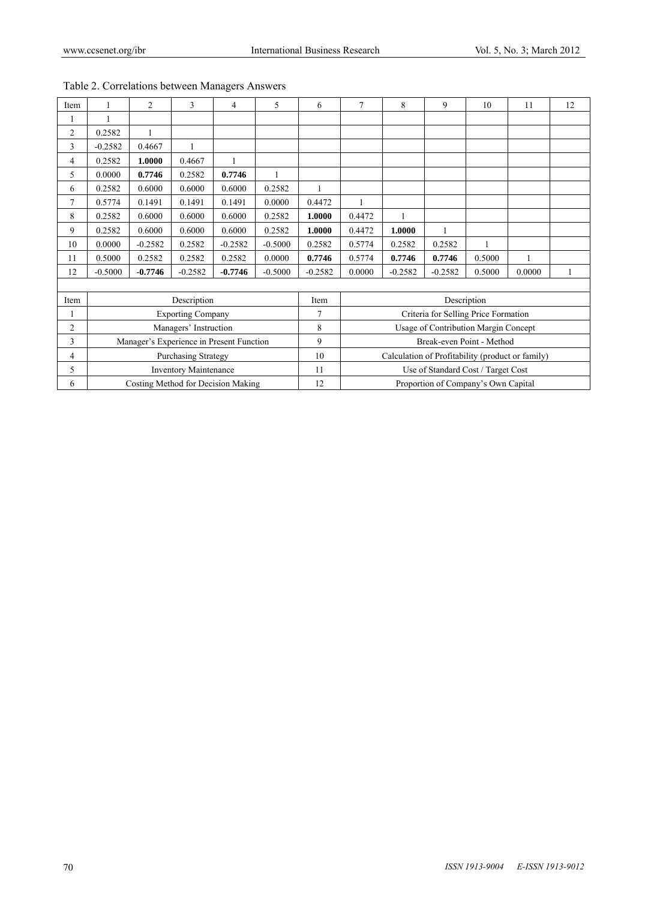Table 2. Correlations between Managers Answers

| Item | 1 | 2 | 3 | 4 | 5 | 6 | 7 | 8 | 9 | 10 | 11 | 12 |
|---|---|---|---|---|---|---|---|---|---|---|---|---|
| 1 | 1 | | | | | | | | | | | |
| 2 | 0.2582 | 1 | | | | | | | | | | |
| 3 | -0.2582 | 0.4667 | 1 | | | | | | | | | |
| 4 | 0.2582 | **1.0000** | 0.4667 | 1 | | | | | | | | |
| 5 | 0.0000 | **0.7746** | 0.2582 | **0.7746** | 1 | | | | | | | |
| 6 | 0.2582 | 0.6000 | 0.6000 | 0.6000 | 0.2582 | 1 | | | | | | |
| 7 | 0.5774 | 0.1491 | 0.1491 | 0.1491 | 0.0000 | 0.4472 | 1 | | | | | |
| 8 | 0.2582 | 0.6000 | 0.6000 | 0.6000 | 0.2582 | **1.0000** | 0.4472 | 1 | | | | |
| 9 | 0.2582 | 0.6000 | 0.6000 | 0.6000 | 0.2582 | **1.0000** | 0.4472 | **1.0000** | 1 | | | |
| 10 | 0.0000 | -0.2582 | 0.2582 | -0.2582 | -0.5000 | 0.2582 | 0.5774 | 0.2582 | 0.2582 | 1 | | |
| 11 | 0.5000 | 0.2582 | 0.2582 | 0.2582 | 0.0000 | **0.7746** | 0.5774 | **0.7746** | **0.7746** | 0.5000 | 1 | |
| 12 | -0.5000 | **-0.7746** | -0.2582 | **-0.7746** | -0.5000 | -0.2582 | 0.0000 | -0.2582 | -0.2582 | 0.5000 | 0.0000 | 1 |

| Item | Description | Item | Description |
|---|---|---|---|
| 1 | Exporting Company | 7 | Criteria for Selling Price Formation |
| 2 | Managers' Instruction | 8 | Usage of Contribution Margin Concept |
| 3 | Manager's Experience in Present Function | 9 | Break-even Point - Method |
| 4 | Purchasing Strategy | 10 | Calculation of Profitability (product or family) |
| 5 | Inventory Maintenance | 11 | Use of Standard Cost / Target Cost |
| 6 | Costing Method for Decision Making | 12 | Proportion of Company's Own Capital |